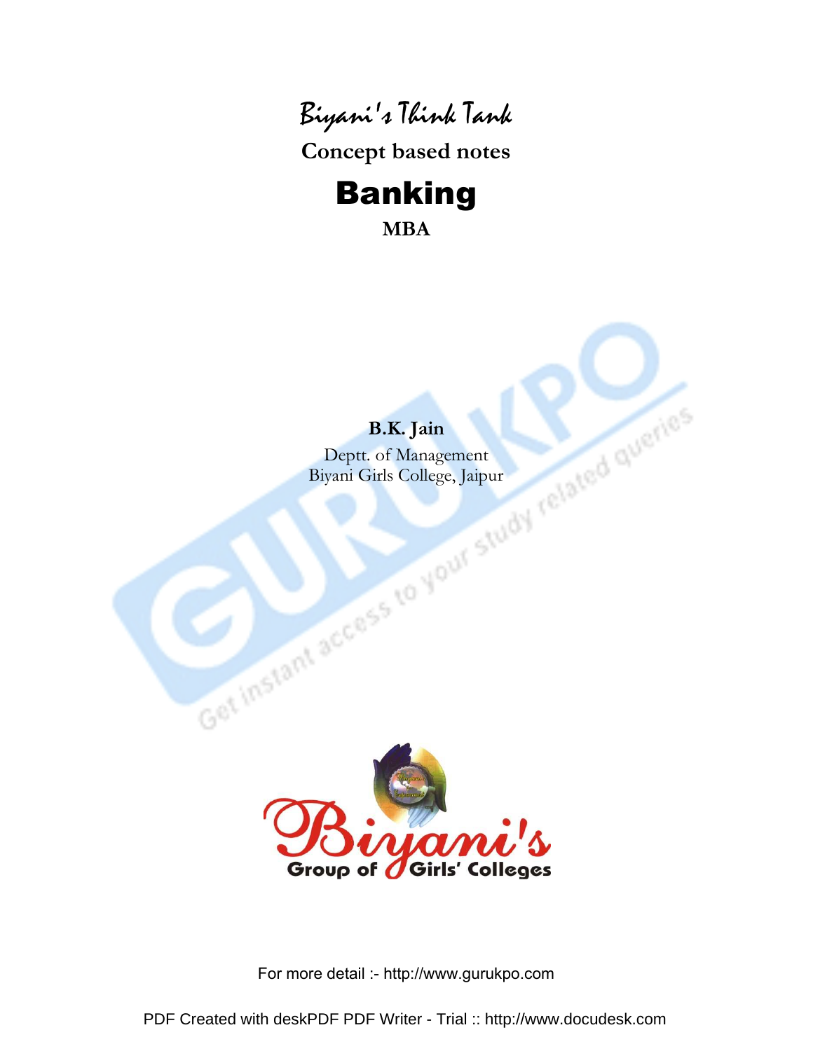Biyani's Think Tank

**Concept based notes**

# Banking

**MBA**

**B.K. Jain**

Deptt. of Management
Biyani Girls College, Jaipur

Biyani's
Group of Girls' Colleges

For more detail :- http://www.gurukpo.com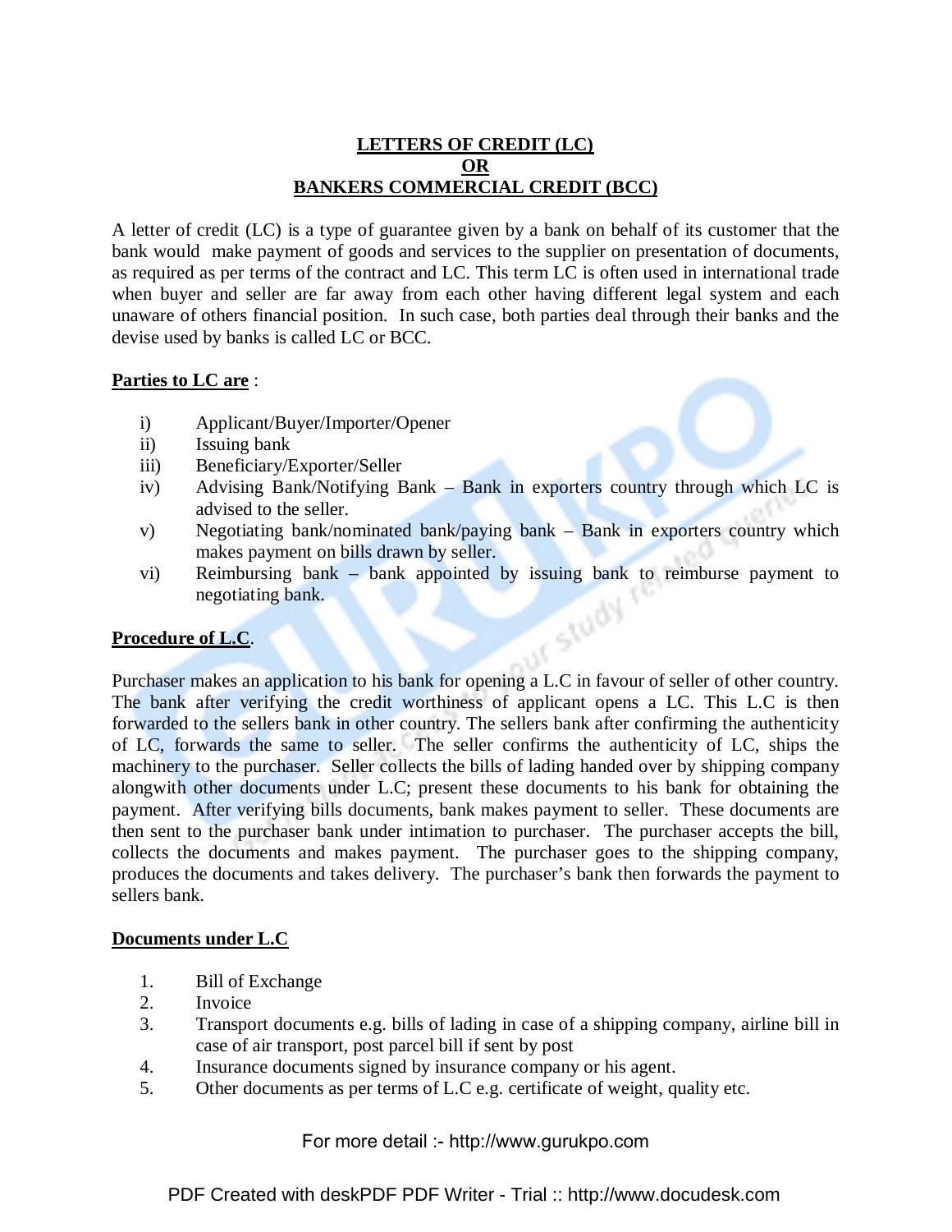# LETTERS OF CREDIT (LC)
# OR
# BANKERS COMMERCIAL CREDIT (BCC)

A letter of credit (LC) is a type of guarantee given by a bank on behalf of its customer that the bank would make payment of goods and services to the supplier on presentation of documents, as required as per terms of the contract and LC. This term LC is often used in international trade when buyer and seller are far away from each other having different legal system and each unaware of others financial position. In such case, both parties deal through their banks and the devise used by banks is called LC or BCC.

**Parties to LC are** :

i) Applicant/Buyer/Importer/Opener
ii) Issuing bank
iii) Beneficiary/Exporter/Seller
iv) Advising Bank/Notifying Bank – Bank in exporters country through which LC is advised to the seller.
v) Negotiating bank/nominated bank/paying bank – Bank in exporters country which makes payment on bills drawn by seller.
vi) Reimbursing bank – bank appointed by issuing bank to reimburse payment to negotiating bank.

**Procedure of L.C**.

Purchaser makes an application to his bank for opening a L.C in favour of seller of other country. The bank after verifying the credit worthiness of applicant opens a LC. This L.C is then forwarded to the sellers bank in other country. The sellers bank after confirming the authenticity of LC, forwards the same to seller. The seller confirms the authenticity of LC, ships the machinery to the purchaser. Seller collects the bills of lading handed over by shipping company alongwith other documents under L.C; present these documents to his bank for obtaining the payment. After verifying bills documents, bank makes payment to seller. These documents are then sent to the purchaser bank under intimation to purchaser. The purchaser accepts the bill, collects the documents and makes payment. The purchaser goes to the shipping company, produces the documents and takes delivery. The purchaser's bank then forwards the payment to sellers bank.

**Documents under L.C**

1. Bill of Exchange
2. Invoice
3. Transport documents e.g. bills of lading in case of a shipping company, airline bill in case of air transport, post parcel bill if sent by post
4. Insurance documents signed by insurance company or his agent.
5. Other documents as per terms of L.C e.g. certificate of weight, quality etc.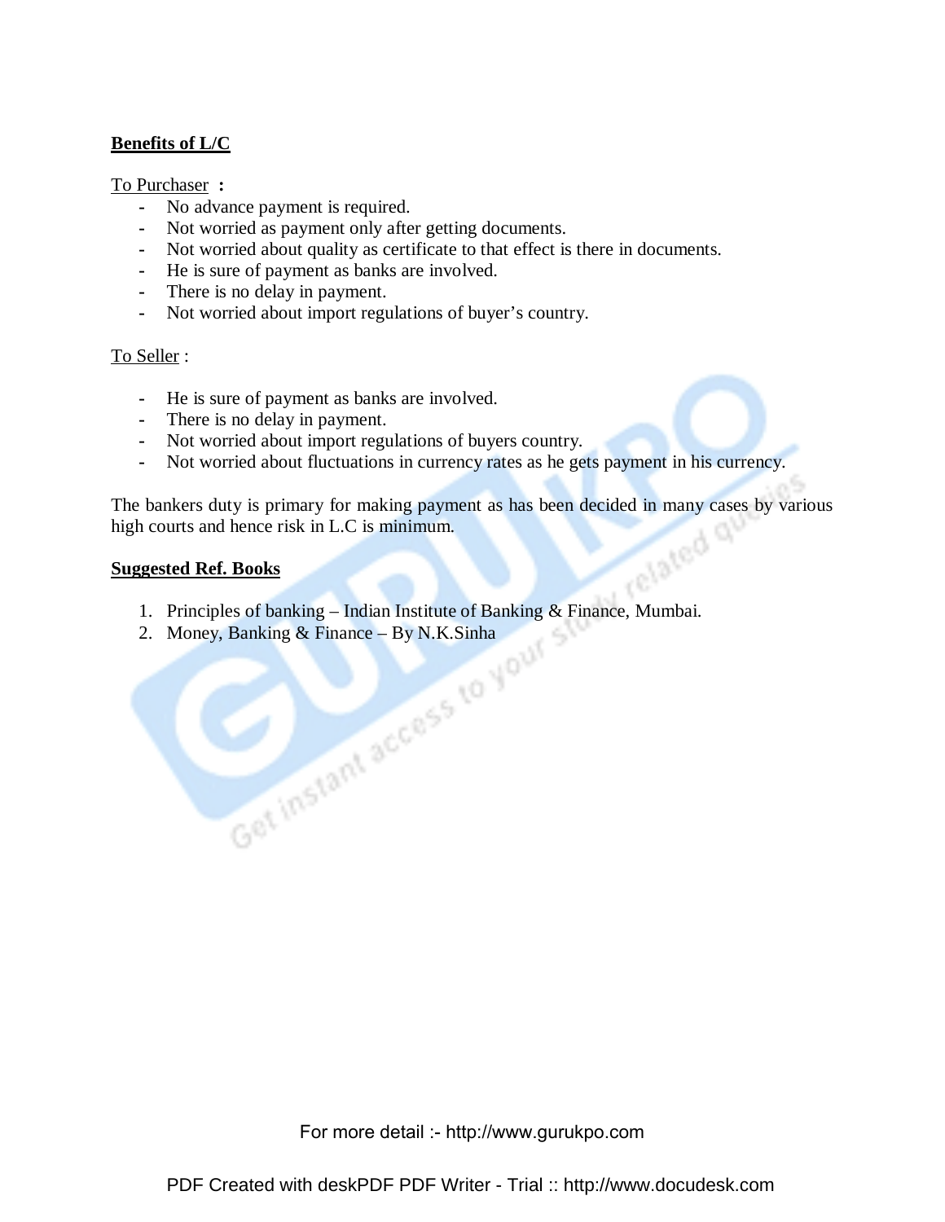**Benefits of L/C**

To Purchaser **:**

- No advance payment is required.
- Not worried as payment only after getting documents.
- Not worried about quality as certificate to that effect is there in documents.
- He is sure of payment as banks are involved.
- There is no delay in payment.
- Not worried about import regulations of buyer's country.

To Seller :

- He is sure of payment as banks are involved.
- There is no delay in payment.
- Not worried about import regulations of buyers country.
- Not worried about fluctuations in currency rates as he gets payment in his currency.

The bankers duty is primary for making payment as has been decided in many cases by various high courts and hence risk in L.C is minimum.

**Suggested Ref. Books**

1. Principles of banking – Indian Institute of Banking & Finance, Mumbai.
2. Money, Banking & Finance – By N.K.Sinha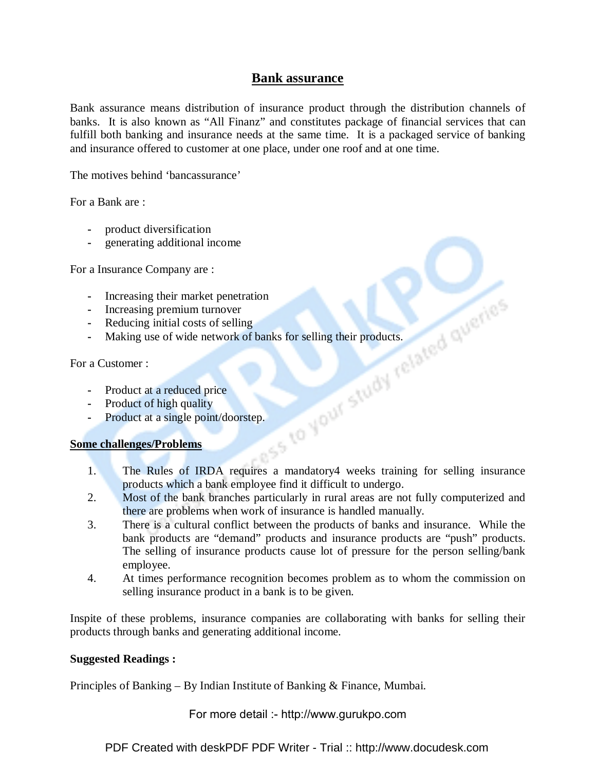## Bank assurance

Bank assurance means distribution of insurance product through the distribution channels of banks. It is also known as "All Finanz" and constitutes package of financial services that can fulfill both banking and insurance needs at the same time. It is a packaged service of banking and insurance offered to customer at one place, under one roof and at one time.

The motives behind 'bancassurance'

For a Bank are :

- product diversification
- generating additional income

For a Insurance Company are :

- Increasing their market penetration
- Increasing premium turnover
- Reducing initial costs of selling
- Making use of wide network of banks for selling their products.

For a Customer :

- Product at a reduced price
- Product of high quality
- Product at a single point/doorstep.

**Some challenges/Problems**

1. The Rules of IRDA requires a mandatory4 weeks training for selling insurance products which a bank employee find it difficult to undergo.
2. Most of the bank branches particularly in rural areas are not fully computerized and there are problems when work of insurance is handled manually.
3. There is a cultural conflict between the products of banks and insurance. While the bank products are "demand" products and insurance products are "push" products. The selling of insurance products cause lot of pressure for the person selling/bank employee.
4. At times performance recognition becomes problem as to whom the commission on selling insurance product in a bank is to be given.

Inspite of these problems, insurance companies are collaborating with banks for selling their products through banks and generating additional income.

**Suggested Readings :**

Principles of Banking – By Indian Institute of Banking & Finance, Mumbai.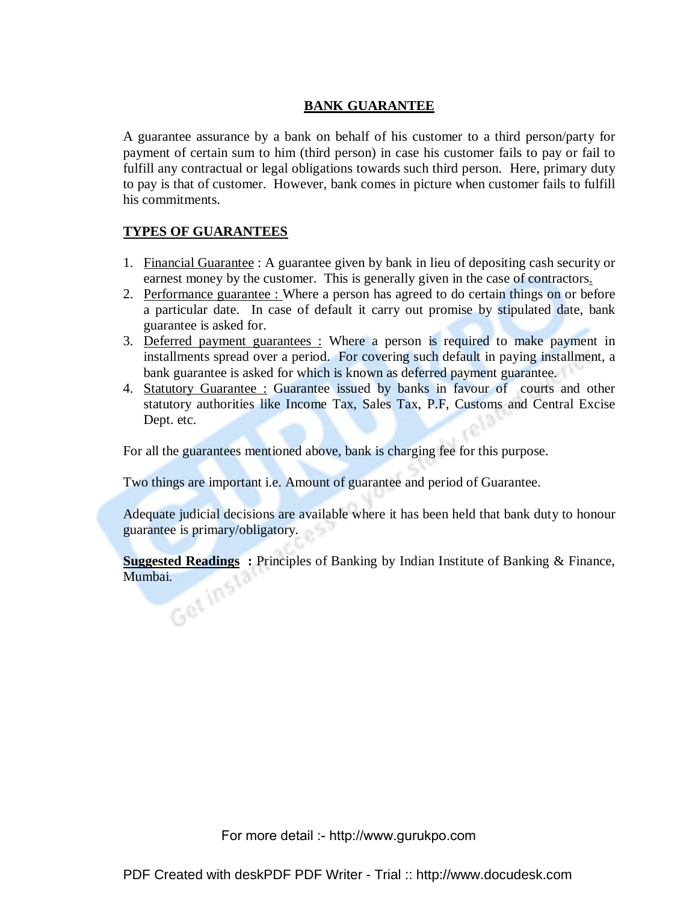# BANK GUARANTEE

A guarantee assurance by a bank on behalf of his customer to a third person/party for payment of certain sum to him (third person) in case his customer fails to pay or fail to fulfill any contractual or legal obligations towards such third person. Here, primary duty to pay is that of customer. However, bank comes in picture when customer fails to fulfill his commitments.

## TYPES OF GUARANTEES

1. Financial Guarantee : A guarantee given by bank in lieu of depositing cash security or earnest money by the customer. This is generally given in the case of contractors.
2. Performance guarantee : Where a person has agreed to do certain things on or before a particular date. In case of default it carry out promise by stipulated date, bank guarantee is asked for.
3. Deferred payment guarantees : Where a person is required to make payment in installments spread over a period. For covering such default in paying installment, a bank guarantee is asked for which is known as deferred payment guarantee.
4. Statutory Guarantee : Guarantee issued by banks in favour of courts and other statutory authorities like Income Tax, Sales Tax, P.F, Customs and Central Excise Dept. etc.

For all the guarantees mentioned above, bank is charging fee for this purpose.

Two things are important i.e. Amount of guarantee and period of Guarantee.

Adequate judicial decisions are available where it has been held that bank duty to honour guarantee is primary/obligatory.

**Suggested Readings :** Principles of Banking by Indian Institute of Banking & Finance, Mumbai.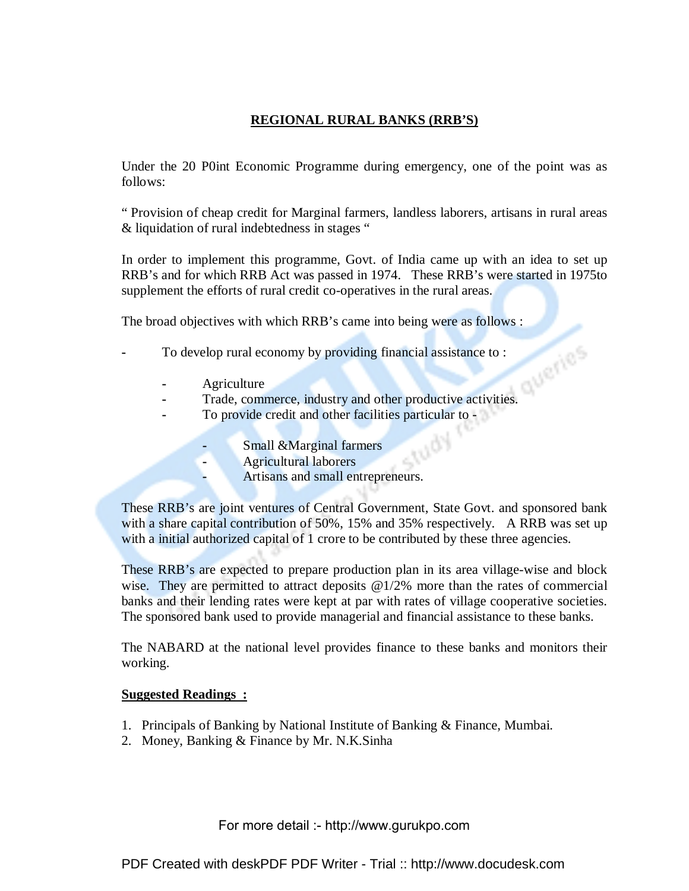## REGIONAL RURAL BANKS (RRB'S)

Under the 20 P0int Economic Programme during emergency, one of the point was as follows:

" Provision of cheap credit for Marginal farmers, landless laborers, artisans in rural areas & liquidation of rural indebtedness in stages "

In order to implement this programme, Govt. of India came up with an idea to set up RRB's and for which RRB Act was passed in 1974. These RRB's were started in 1975to supplement the efforts of rural credit co-operatives in the rural areas.

The broad objectives with which RRB's came into being were as follows :

- To develop rural economy by providing financial assistance to :
    - Agriculture
    - Trade, commerce, industry and other productive activities.
    - To provide credit and other facilities particular to -
        - Small &Marginal farmers
        - Agricultural laborers
        - Artisans and small entrepreneurs.

These RRB's are joint ventures of Central Government, State Govt. and sponsored bank with a share capital contribution of 50%, 15% and 35% respectively. A RRB was set up with a initial authorized capital of 1 crore to be contributed by these three agencies.

These RRB's are expected to prepare production plan in its area village-wise and block wise. They are permitted to attract deposits @1/2% more than the rates of commercial banks and their lending rates were kept at par with rates of village cooperative societies. The sponsored bank used to provide managerial and financial assistance to these banks.

The NABARD at the national level provides finance to these banks and monitors their working.

**Suggested Readings :**

1. Principals of Banking by National Institute of Banking & Finance, Mumbai.
2. Money, Banking & Finance by Mr. N.K.Sinha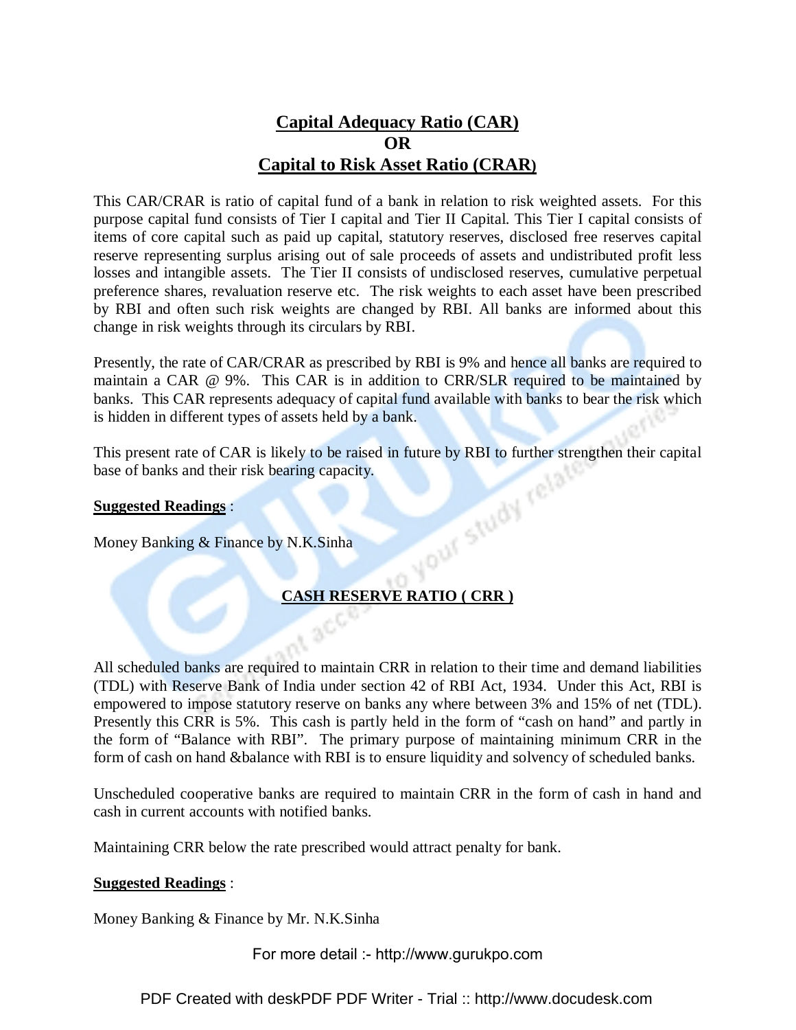# Capital Adequacy Ratio (CAR)
# OR
# Capital to Risk Asset Ratio (CRAR)

This CAR/CRAR is ratio of capital fund of a bank in relation to risk weighted assets. For this purpose capital fund consists of Tier I capital and Tier II Capital. This Tier I capital consists of items of core capital such as paid up capital, statutory reserves, disclosed free reserves capital reserve representing surplus arising out of sale proceeds of assets and undistributed profit less losses and intangible assets. The Tier II consists of undisclosed reserves, cumulative perpetual preference shares, revaluation reserve etc. The risk weights to each asset have been prescribed by RBI and often such risk weights are changed by RBI. All banks are informed about this change in risk weights through its circulars by RBI.

Presently, the rate of CAR/CRAR as prescribed by RBI is 9% and hence all banks are required to maintain a CAR @ 9%. This CAR is in addition to CRR/SLR required to be maintained by banks. This CAR represents adequacy of capital fund available with banks to bear the risk which is hidden in different types of assets held by a bank.

This present rate of CAR is likely to be raised in future by RBI to further strengthen their capital base of banks and their risk bearing capacity.

**Suggested Readings** :

Money Banking & Finance by N.K.Sinha

## CASH RESERVE RATIO ( CRR )

All scheduled banks are required to maintain CRR in relation to their time and demand liabilities (TDL) with Reserve Bank of India under section 42 of RBI Act, 1934. Under this Act, RBI is empowered to impose statutory reserve on banks any where between 3% and 15% of net (TDL). Presently this CRR is 5%. This cash is partly held in the form of "cash on hand" and partly in the form of "Balance with RBI". The primary purpose of maintaining minimum CRR in the form of cash on hand &balance with RBI is to ensure liquidity and solvency of scheduled banks.

Unscheduled cooperative banks are required to maintain CRR in the form of cash in hand and cash in current accounts with notified banks.

Maintaining CRR below the rate prescribed would attract penalty for bank.

**Suggested Readings** :

Money Banking & Finance by Mr. N.K.Sinha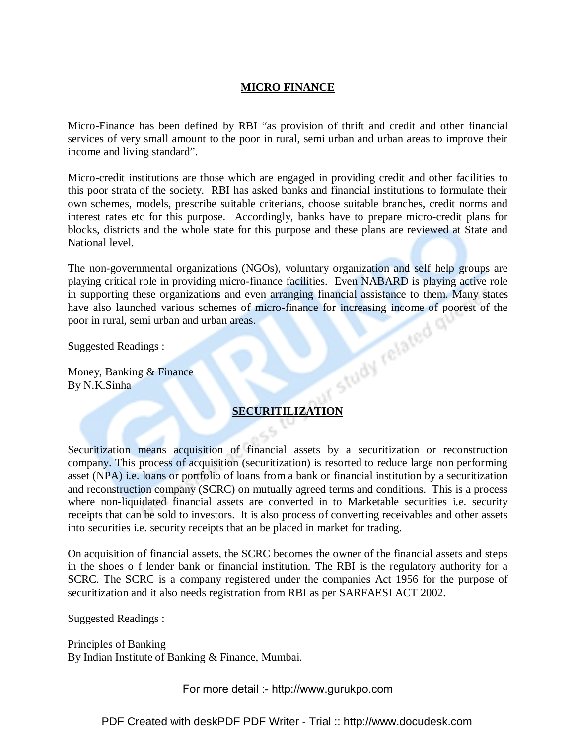## MICRO FINANCE

Micro-Finance has been defined by RBI "as provision of thrift and credit and other financial services of very small amount to the poor in rural, semi urban and urban areas to improve their income and living standard".

Micro-credit institutions are those which are engaged in providing credit and other facilities to this poor strata of the society. RBI has asked banks and financial institutions to formulate their own schemes, models, prescribe suitable criterians, choose suitable branches, credit norms and interest rates etc for this purpose. Accordingly, banks have to prepare micro-credit plans for blocks, districts and the whole state for this purpose and these plans are reviewed at State and National level.

The non-governmental organizations (NGOs), voluntary organization and self help groups are playing critical role in providing micro-finance facilities. Even NABARD is playing active role in supporting these organizations and even arranging financial assistance to them. Many states have also launched various schemes of micro-finance for increasing income of poorest of the poor in rural, semi urban and urban areas.

Suggested Readings :

Money, Banking & Finance
By N.K.Sinha

## SECURITILIZATION

Securitization means acquisition of financial assets by a securitization or reconstruction company. This process of acquisition (securitization) is resorted to reduce large non performing asset (NPA) i.e. loans or portfolio of loans from a bank or financial institution by a securitization and reconstruction company (SCRC) on mutually agreed terms and conditions. This is a process where non-liquidated financial assets are converted in to Marketable securities i.e. security receipts that can be sold to investors. It is also process of converting receivables and other assets into securities i.e. security receipts that an be placed in market for trading.

On acquisition of financial assets, the SCRC becomes the owner of the financial assets and steps in the shoes o f lender bank or financial institution. The RBI is the regulatory authority for a SCRC. The SCRC is a company registered under the companies Act 1956 for the purpose of securitization and it also needs registration from RBI as per SARFAESI ACT 2002.

Suggested Readings :

Principles of Banking
By Indian Institute of Banking & Finance, Mumbai.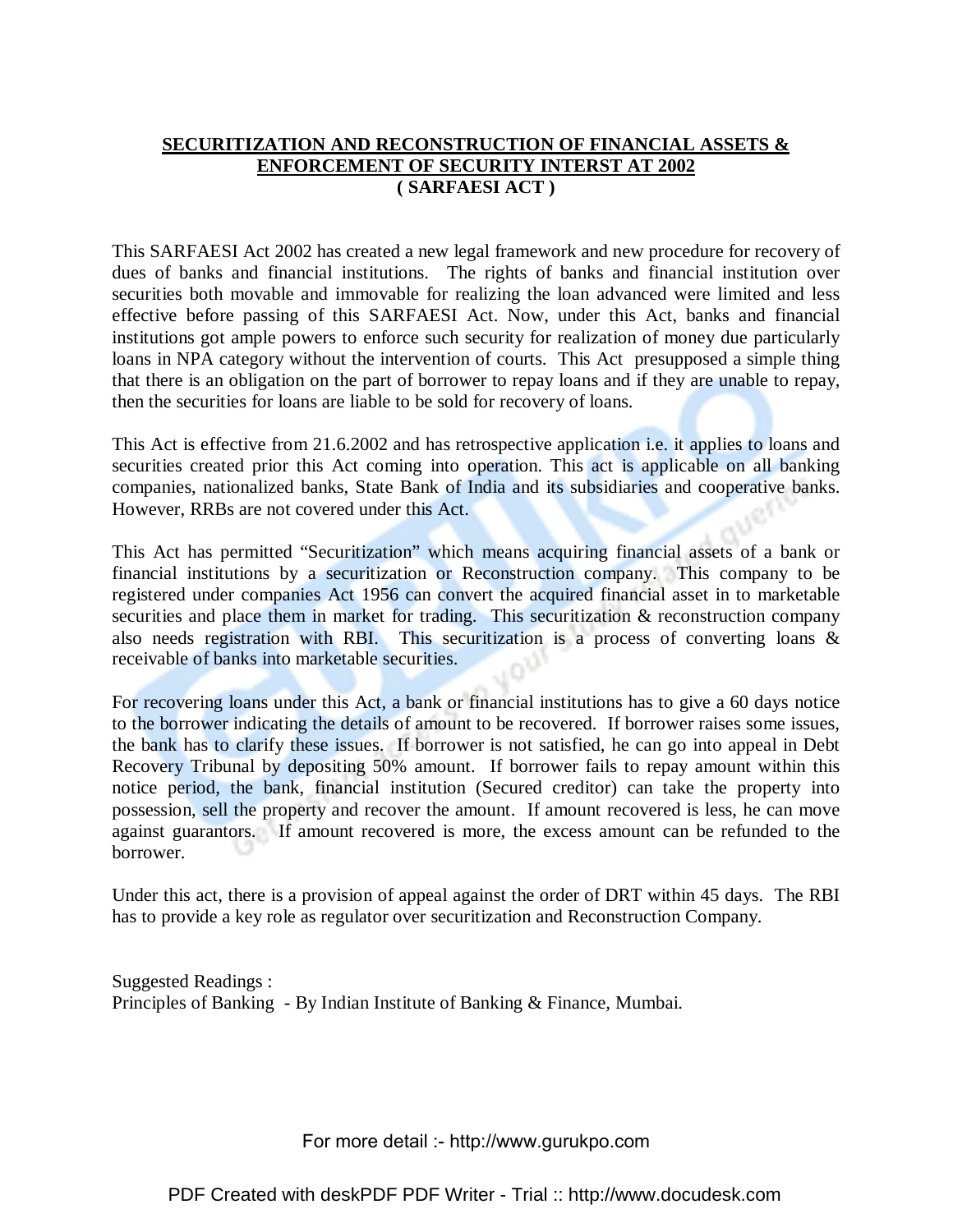## SECURITIZATION AND RECONSTRUCTION OF FINANCIAL ASSETS & ENFORCEMENT OF SECURITY INTERST AT 2002 ( SARFAESI ACT )

This SARFAESI Act 2002 has created a new legal framework and new procedure for recovery of dues of banks and financial institutions. The rights of banks and financial institution over securities both movable and immovable for realizing the loan advanced were limited and less effective before passing of this SARFAESI Act. Now, under this Act, banks and financial institutions got ample powers to enforce such security for realization of money due particularly loans in NPA category without the intervention of courts. This Act presupposed a simple thing that there is an obligation on the part of borrower to repay loans and if they are unable to repay, then the securities for loans are liable to be sold for recovery of loans.

This Act is effective from 21.6.2002 and has retrospective application i.e. it applies to loans and securities created prior this Act coming into operation. This act is applicable on all banking companies, nationalized banks, State Bank of India and its subsidiaries and cooperative banks. However, RRBs are not covered under this Act.

This Act has permitted "Securitization" which means acquiring financial assets of a bank or financial institutions by a securitization or Reconstruction company. This company to be registered under companies Act 1956 can convert the acquired financial asset in to marketable securities and place them in market for trading. This securitization & reconstruction company also needs registration with RBI. This securitization is a process of converting loans & receivable of banks into marketable securities.

For recovering loans under this Act, a bank or financial institutions has to give a 60 days notice to the borrower indicating the details of amount to be recovered. If borrower raises some issues, the bank has to clarify these issues. If borrower is not satisfied, he can go into appeal in Debt Recovery Tribunal by depositing 50% amount. If borrower fails to repay amount within this notice period, the bank, financial institution (Secured creditor) can take the property into possession, sell the property and recover the amount. If amount recovered is less, he can move against guarantors. If amount recovered is more, the excess amount can be refunded to the borrower.

Under this act, there is a provision of appeal against the order of DRT within 45 days. The RBI has to provide a key role as regulator over securitization and Reconstruction Company.

Suggested Readings :
Principles of Banking - By Indian Institute of Banking & Finance, Mumbai.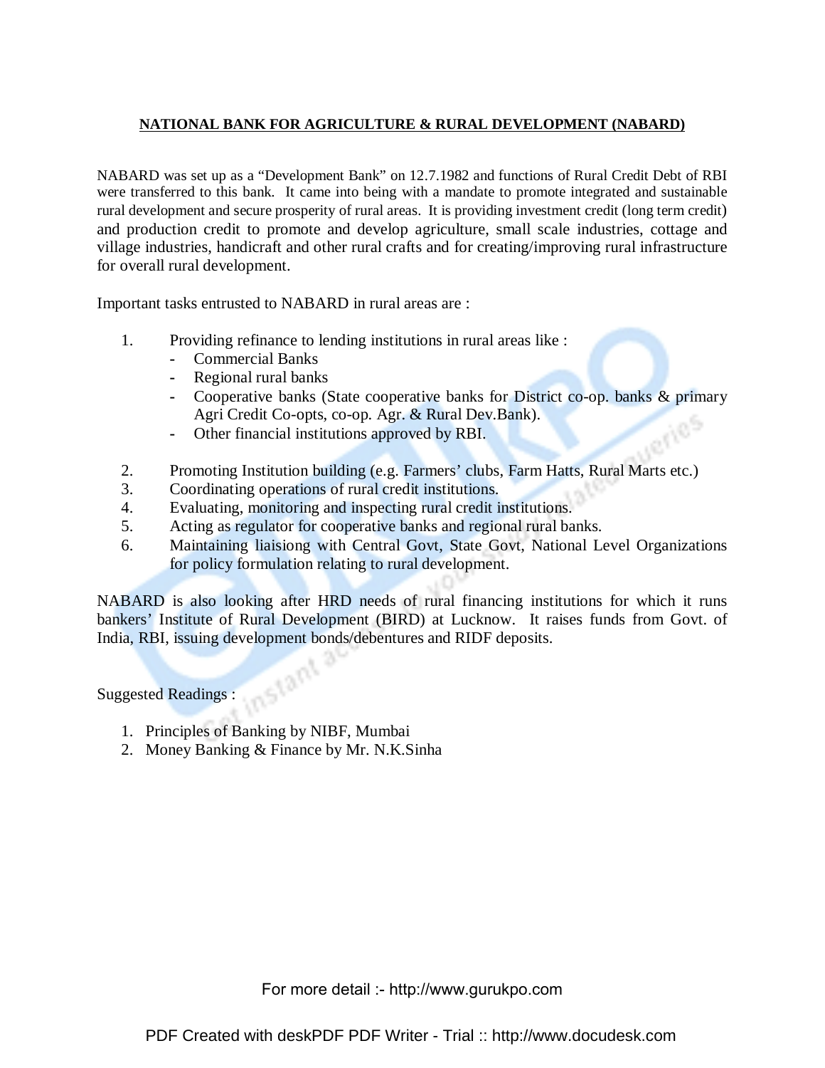**NATIONAL BANK FOR AGRICULTURE & RURAL DEVELOPMENT (NABARD)**

NABARD was set up as a "Development Bank" on 12.7.1982 and functions of Rural Credit Debt of RBI were transferred to this bank. It came into being with a mandate to promote integrated and sustainable rural development and secure prosperity of rural areas. It is providing investment credit (long term credit) and production credit to promote and develop agriculture, small scale industries, cottage and village industries, handicraft and other rural crafts and for creating/improving rural infrastructure for overall rural development.

Important tasks entrusted to NABARD in rural areas are :

1. Providing refinance to lending institutions in rural areas like :
   - Commercial Banks
   - Regional rural banks
   - Cooperative banks (State cooperative banks for District co-op. banks & primary Agri Credit Co-opts, co-op. Agr. & Rural Dev.Bank).
   - Other financial institutions approved by RBI.
2. Promoting Institution building (e.g. Farmers' clubs, Farm Hatts, Rural Marts etc.)
3. Coordinating operations of rural credit institutions.
4. Evaluating, monitoring and inspecting rural credit institutions.
5. Acting as regulator for cooperative banks and regional rural banks.
6. Maintaining liaisiong with Central Govt, State Govt, National Level Organizations for policy formulation relating to rural development.

NABARD is also looking after HRD needs of rural financing institutions for which it runs bankers' Institute of Rural Development (BIRD) at Lucknow. It raises funds from Govt. of India, RBI, issuing development bonds/debentures and RIDF deposits.

Suggested Readings :

1. Principles of Banking by NIBF, Mumbai
2. Money Banking & Finance by Mr. N.K.Sinha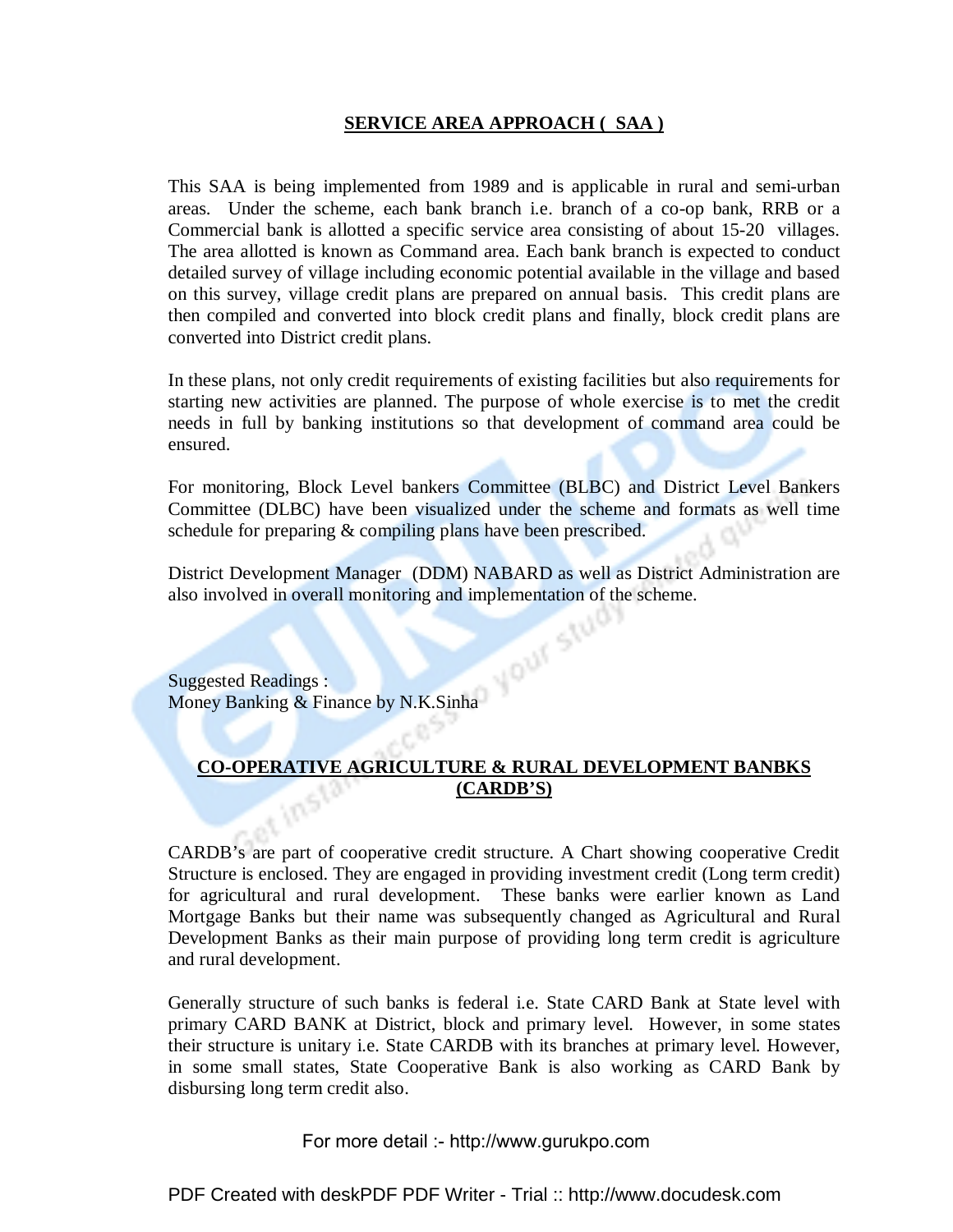## SERVICE AREA APPROACH ( SAA )

This SAA is being implemented from 1989 and is applicable in rural and semi-urban areas. Under the scheme, each bank branch i.e. branch of a co-op bank, RRB or a Commercial bank is allotted a specific service area consisting of about 15-20 villages. The area allotted is known as Command area. Each bank branch is expected to conduct detailed survey of village including economic potential available in the village and based on this survey, village credit plans are prepared on annual basis. This credit plans are then compiled and converted into block credit plans and finally, block credit plans are converted into District credit plans.

In these plans, not only credit requirements of existing facilities but also requirements for starting new activities are planned. The purpose of whole exercise is to met the credit needs in full by banking institutions so that development of command area could be ensured.

For monitoring, Block Level bankers Committee (BLBC) and District Level Bankers Committee (DLBC) have been visualized under the scheme and formats as well time schedule for preparing & compiling plans have been prescribed.

District Development Manager (DDM) NABARD as well as District Administration are also involved in overall monitoring and implementation of the scheme.

Suggested Readings :
Money Banking & Finance by N.K.Sinha

## CO-OPERATIVE AGRICULTURE & RURAL DEVELOPMENT BANBKS (CARDB'S)

CARDB's are part of cooperative credit structure. A Chart showing cooperative Credit Structure is enclosed. They are engaged in providing investment credit (Long term credit) for agricultural and rural development. These banks were earlier known as Land Mortgage Banks but their name was subsequently changed as Agricultural and Rural Development Banks as their main purpose of providing long term credit is agriculture and rural development.

Generally structure of such banks is federal i.e. State CARD Bank at State level with primary CARD BANK at District, block and primary level. However, in some states their structure is unitary i.e. State CARDB with its branches at primary level. However, in some small states, State Cooperative Bank is also working as CARD Bank by disbursing long term credit also.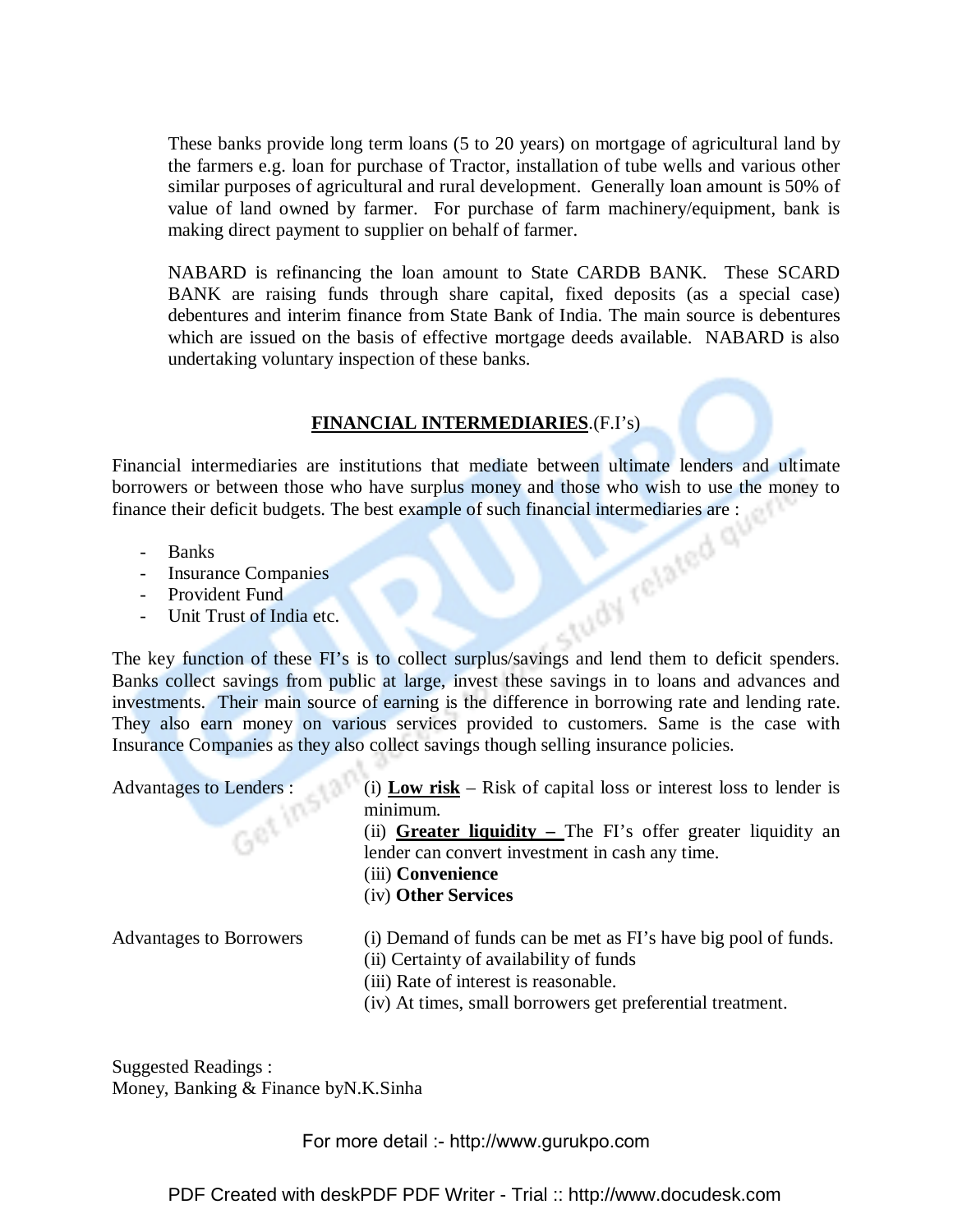These banks provide long term loans (5 to 20 years) on mortgage of agricultural land by the farmers e.g. loan for purchase of Tractor, installation of tube wells and various other similar purposes of agricultural and rural development. Generally loan amount is 50% of value of land owned by farmer. For purchase of farm machinery/equipment, bank is making direct payment to supplier on behalf of farmer.

NABARD is refinancing the loan amount to State CARDB BANK. These SCARD BANK are raising funds through share capital, fixed deposits (as a special case) debentures and interim finance from State Bank of India. The main source is debentures which are issued on the basis of effective mortgage deeds available. NABARD is also undertaking voluntary inspection of these banks.

## **FINANCIAL INTERMEDIARIES**.(F.I's)

Financial intermediaries are institutions that mediate between ultimate lenders and ultimate borrowers or between those who have surplus money and those who wish to use the money to finance their deficit budgets. The best example of such financial intermediaries are :

- Banks
- Insurance Companies
- Provident Fund
- Unit Trust of India etc.

The key function of these FI's is to collect surplus/savings and lend them to deficit spenders. Banks collect savings from public at large, invest these savings in to loans and advances and investments. Their main source of earning is the difference in borrowing rate and lending rate. They also earn money on various services provided to customers. Same is the case with Insurance Companies as they also collect savings though selling insurance policies.

Advantages to Lenders :

(i) **Low risk** – Risk of capital loss or interest loss to lender is minimum.
(ii) **Greater liquidity –** The FI's offer greater liquidity an lender can convert investment in cash any time.
(iii) **Convenience**
(iv) **Other Services**

Advantages to Borrowers

(i) Demand of funds can be met as FI's have big pool of funds.
(ii) Certainty of availability of funds
(iii) Rate of interest is reasonable.
(iv) At times, small borrowers get preferential treatment.

Suggested Readings :
Money, Banking & Finance byN.K.Sinha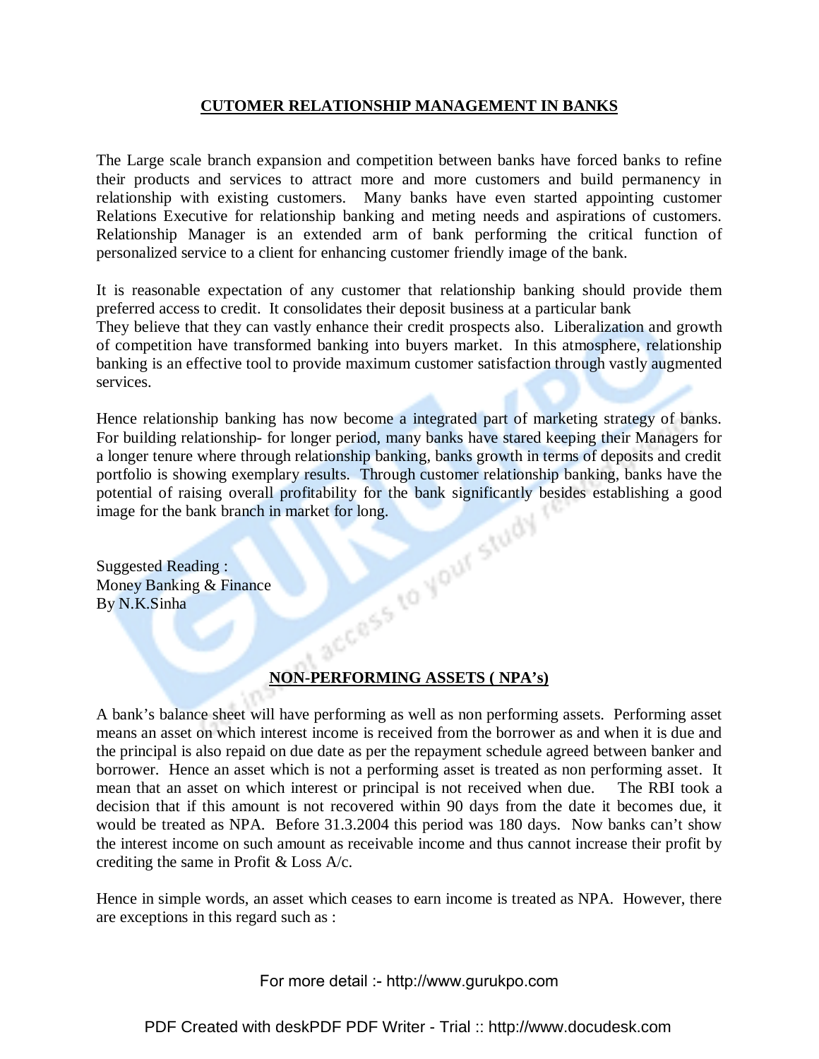## CUTOMER RELATIONSHIP MANAGEMENT IN BANKS

The Large scale branch expansion and competition between banks have forced banks to refine their products and services to attract more and more customers and build permanency in relationship with existing customers. Many banks have even started appointing customer Relations Executive for relationship banking and meting needs and aspirations of customers. Relationship Manager is an extended arm of bank performing the critical function of personalized service to a client for enhancing customer friendly image of the bank.

It is reasonable expectation of any customer that relationship banking should provide them preferred access to credit. It consolidates their deposit business at a particular bank
They believe that they can vastly enhance their credit prospects also. Liberalization and growth of competition have transformed banking into buyers market. In this atmosphere, relationship banking is an effective tool to provide maximum customer satisfaction through vastly augmented services.

Hence relationship banking has now become a integrated part of marketing strategy of banks. For building relationship- for longer period, many banks have stared keeping their Managers for a longer tenure where through relationship banking, banks growth in terms of deposits and credit portfolio is showing exemplary results. Through customer relationship banking, banks have the potential of raising overall profitability for the bank significantly besides establishing a good image for the bank branch in market for long.

Suggested Reading :
Money Banking & Finance
By N.K.Sinha

## NON-PERFORMING ASSETS ( NPA's)

A bank's balance sheet will have performing as well as non performing assets. Performing asset means an asset on which interest income is received from the borrower as and when it is due and the principal is also repaid on due date as per the repayment schedule agreed between banker and borrower. Hence an asset which is not a performing asset is treated as non performing asset. It mean that an asset on which interest or principal is not received when due. The RBI took a decision that if this amount is not recovered within 90 days from the date it becomes due, it would be treated as NPA. Before 31.3.2004 this period was 180 days. Now banks can't show the interest income on such amount as receivable income and thus cannot increase their profit by crediting the same in Profit & Loss A/c.

Hence in simple words, an asset which ceases to earn income is treated as NPA. However, there are exceptions in this regard such as :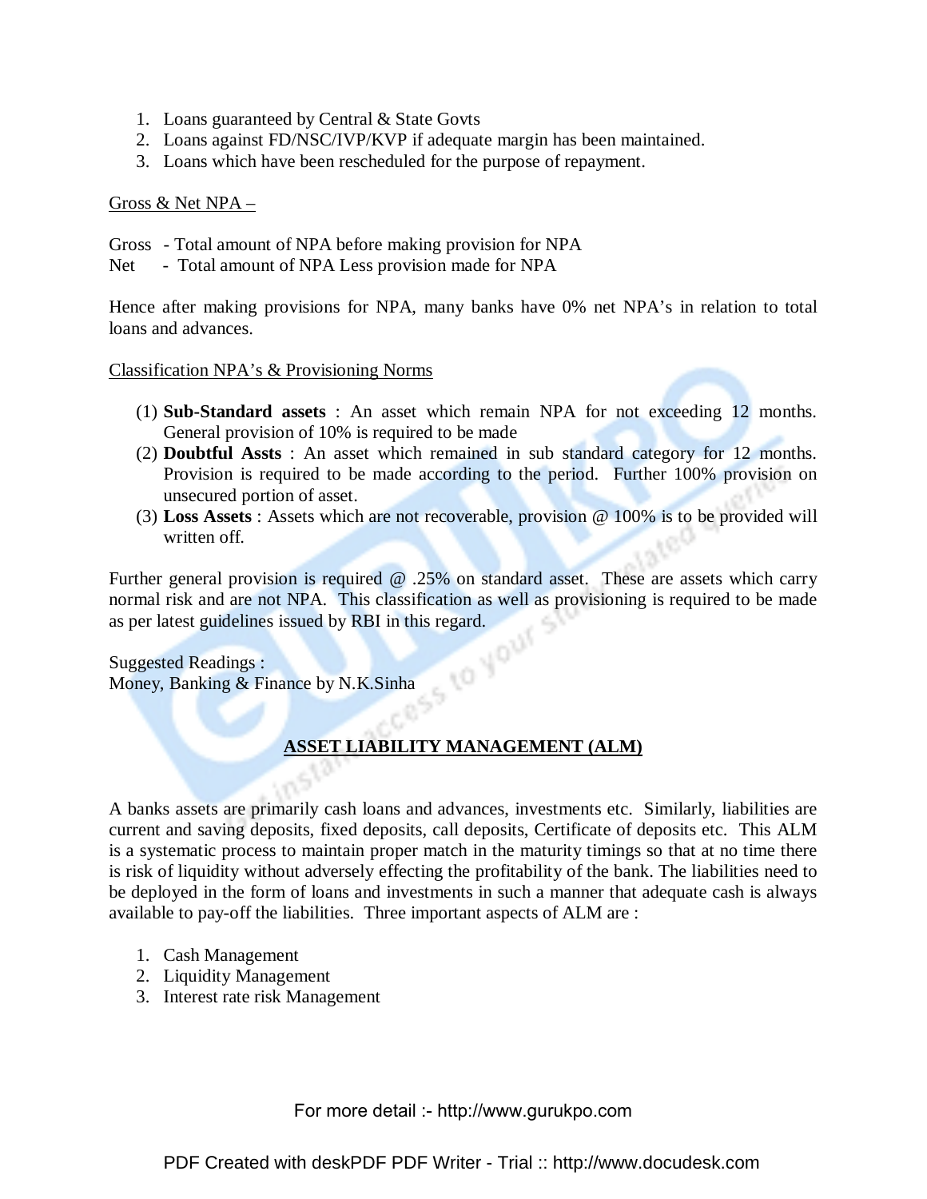1. Loans guaranteed by Central & State Govts
2. Loans against FD/NSC/IVP/KVP if adequate margin has been maintained.
3. Loans which have been rescheduled for the purpose of repayment.

<u>Gross & Net NPA –</u>

Gross - Total amount of NPA before making provision for NPA
Net - Total amount of NPA Less provision made for NPA

Hence after making provisions for NPA, many banks have 0% net NPA's in relation to total loans and advances.

<u>Classification NPA's & Provisioning Norms</u>

(1) **Sub-Standard assets** : An asset which remain NPA for not exceeding 12 months. General provision of 10% is required to be made
(2) **Doubtful Assts** : An asset which remained in sub standard category for 12 months. Provision is required to be made according to the period. Further 100% provision on unsecured portion of asset.
(3) **Loss Assets** : Assets which are not recoverable, provision @ 100% is to be provided will written off.

Further general provision is required @ .25% on standard asset. These are assets which carry normal risk and are not NPA. This classification as well as provisioning is required to be made as per latest guidelines issued by RBI in this regard.

Suggested Readings :
Money, Banking & Finance by N.K.Sinha

## ASSET LIABILITY MANAGEMENT (ALM)

A banks assets are primarily cash loans and advances, investments etc. Similarly, liabilities are current and saving deposits, fixed deposits, call deposits, Certificate of deposits etc. This ALM is a systematic process to maintain proper match in the maturity timings so that at no time there is risk of liquidity without adversely effecting the profitability of the bank. The liabilities need to be deployed in the form of loans and investments in such a manner that adequate cash is always available to pay-off the liabilities. Three important aspects of ALM are :

1. Cash Management
2. Liquidity Management
3. Interest rate risk Management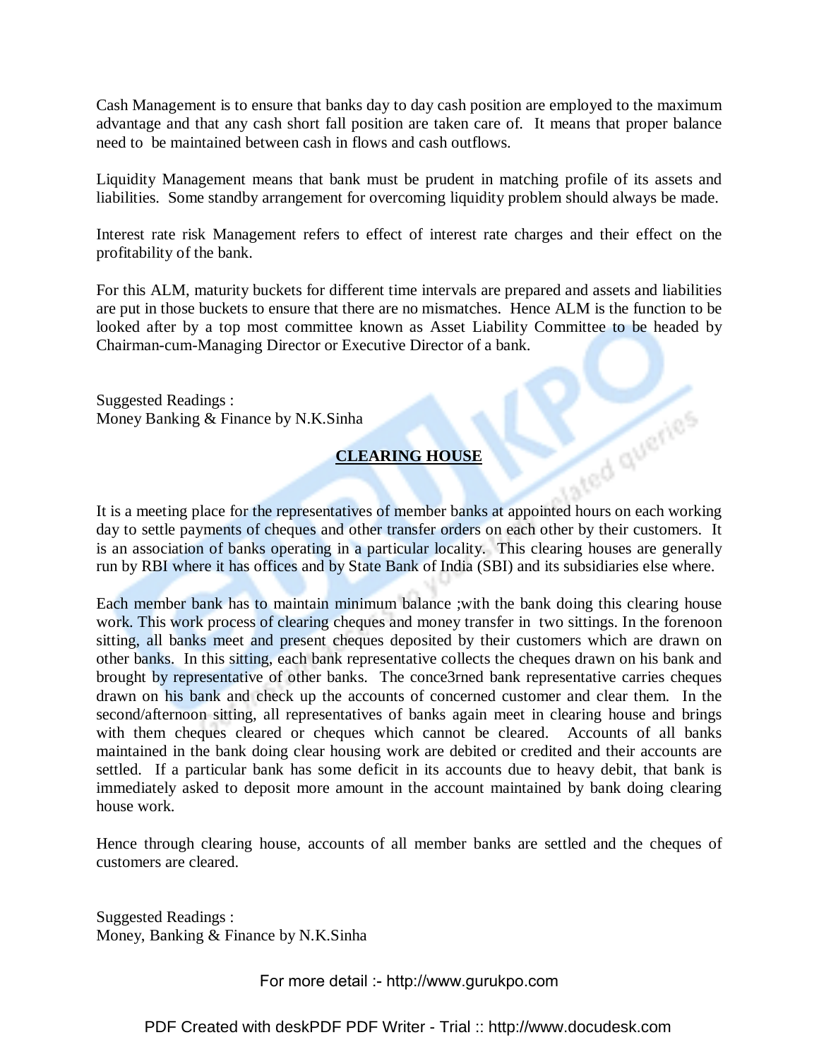Cash Management is to ensure that banks day to day cash position are employed to the maximum advantage and that any cash short fall position are taken care of. It means that proper balance need to be maintained between cash in flows and cash outflows.

Liquidity Management means that bank must be prudent in matching profile of its assets and liabilities. Some standby arrangement for overcoming liquidity problem should always be made.

Interest rate risk Management refers to effect of interest rate charges and their effect on the profitability of the bank.

For this ALM, maturity buckets for different time intervals are prepared and assets and liabilities are put in those buckets to ensure that there are no mismatches. Hence ALM is the function to be looked after by a top most committee known as Asset Liability Committee to be headed by Chairman-cum-Managing Director or Executive Director of a bank.

Suggested Readings :
Money Banking & Finance by N.K.Sinha

## CLEARING HOUSE

It is a meeting place for the representatives of member banks at appointed hours on each working day to settle payments of cheques and other transfer orders on each other by their customers. It is an association of banks operating in a particular locality. This clearing houses are generally run by RBI where it has offices and by State Bank of India (SBI) and its subsidiaries else where.

Each member bank has to maintain minimum balance ;with the bank doing this clearing house work. This work process of clearing cheques and money transfer in two sittings. In the forenoon sitting, all banks meet and present cheques deposited by their customers which are drawn on other banks. In this sitting, each bank representative collects the cheques drawn on his bank and brought by representative of other banks. The conce3rned bank representative carries cheques drawn on his bank and check up the accounts of concerned customer and clear them. In the second/afternoon sitting, all representatives of banks again meet in clearing house and brings with them cheques cleared or cheques which cannot be cleared. Accounts of all banks maintained in the bank doing clear housing work are debited or credited and their accounts are settled. If a particular bank has some deficit in its accounts due to heavy debit, that bank is immediately asked to deposit more amount in the account maintained by bank doing clearing house work.

Hence through clearing house, accounts of all member banks are settled and the cheques of customers are cleared.

Suggested Readings :
Money, Banking & Finance by N.K.Sinha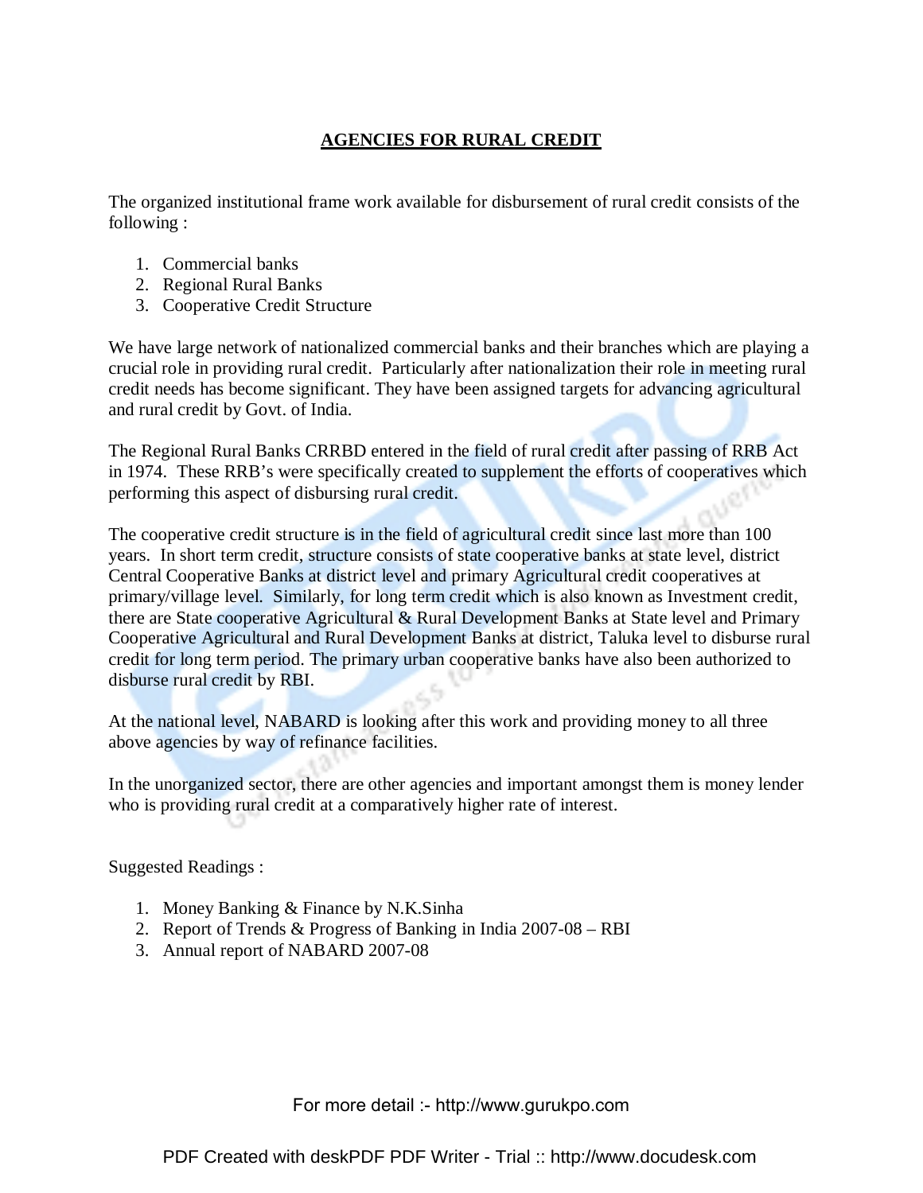## AGENCIES FOR RURAL CREDIT

The organized institutional frame work available for disbursement of rural credit consists of the following :

1. Commercial banks
2. Regional Rural Banks
3. Cooperative Credit Structure

We have large network of nationalized commercial banks and their branches which are playing a crucial role in providing rural credit. Particularly after nationalization their role in meeting rural credit needs has become significant. They have been assigned targets for advancing agricultural and rural credit by Govt. of India.

The Regional Rural Banks CRRBD entered in the field of rural credit after passing of RRB Act in 1974. These RRB's were specifically created to supplement the efforts of cooperatives which performing this aspect of disbursing rural credit.

The cooperative credit structure is in the field of agricultural credit since last more than 100 years. In short term credit, structure consists of state cooperative banks at state level, district Central Cooperative Banks at district level and primary Agricultural credit cooperatives at primary/village level. Similarly, for long term credit which is also known as Investment credit, there are State cooperative Agricultural & Rural Development Banks at State level and Primary Cooperative Agricultural and Rural Development Banks at district, Taluka level to disburse rural credit for long term period. The primary urban cooperative banks have also been authorized to disburse rural credit by RBI.

At the national level, NABARD is looking after this work and providing money to all three above agencies by way of refinance facilities.

In the unorganized sector, there are other agencies and important amongst them is money lender who is providing rural credit at a comparatively higher rate of interest.

Suggested Readings :

1. Money Banking & Finance by N.K.Sinha
2. Report of Trends & Progress of Banking in India 2007-08 – RBI
3. Annual report of NABARD 2007-08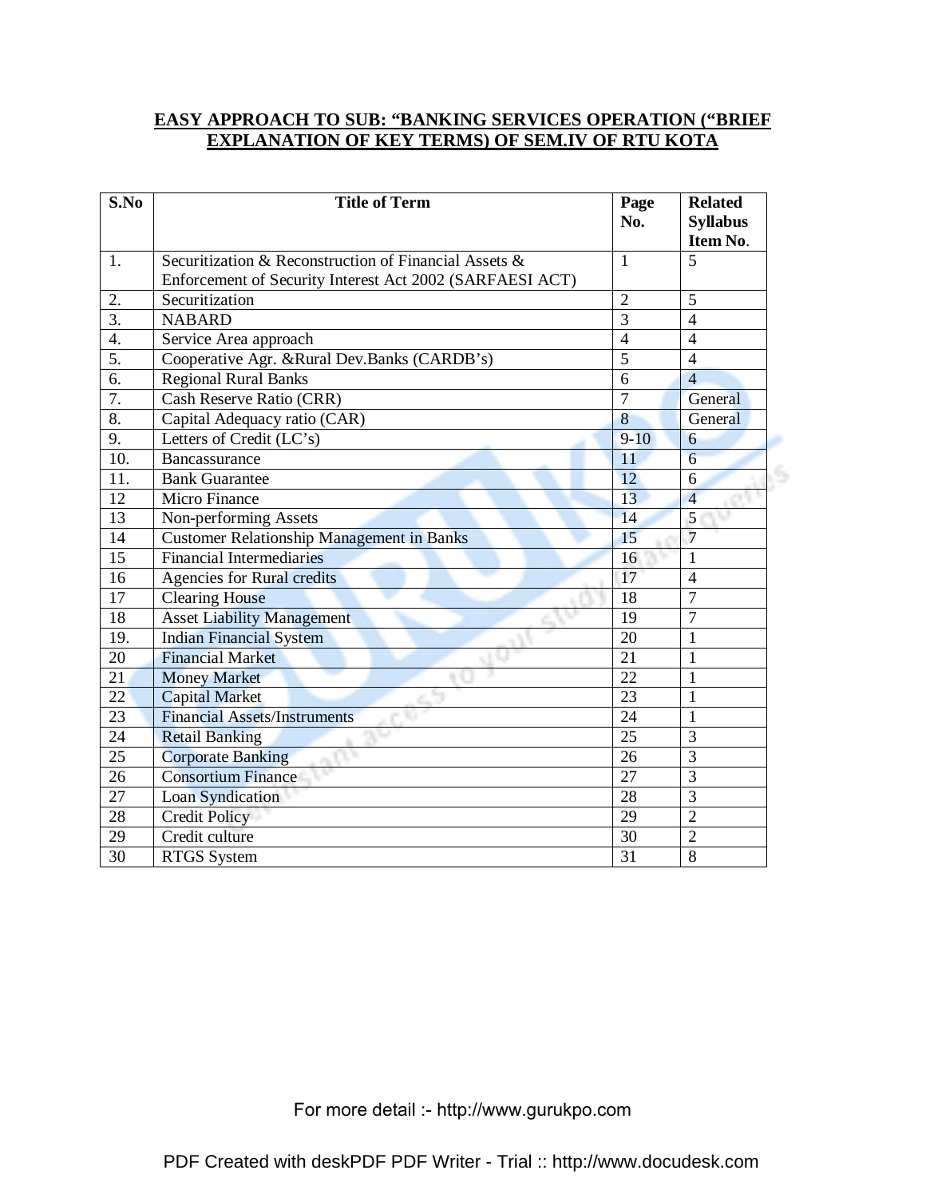# EASY APPROACH TO SUB: "BANKING SERVICES OPERATION ("BRIEF EXPLANATION OF KEY TERMS) OF SEM.IV OF RTU KOTA

| S.No | Title of Term | Page No. | Related Syllabus Item No. |
|---|---|---|---|
| 1. | Securitization & Reconstruction of Financial Assets & Enforcement of Security Interest Act 2002 (SARFAESI ACT) | 1 | 5 |
| 2. | Securitization | 2 | 5 |
| 3. | NABARD | 3 | 4 |
| 4. | Service Area approach | 4 | 4 |
| 5. | Cooperative Agr. &Rural Dev.Banks (CARDB's) | 5 | 4 |
| 6. | Regional Rural Banks | 6 | 4 |
| 7. | Cash Reserve Ratio (CRR) | 7 | General |
| 8. | Capital Adequacy ratio (CAR) | 8 | General |
| 9. | Letters of Credit (LC's) | 9-10 | 6 |
| 10. | Bancassurance | 11 | 6 |
| 11. | Bank Guarantee | 12 | 6 |
| 12 | Micro Finance | 13 | 4 |
| 13 | Non-performing Assets | 14 | 5 |
| 14 | Customer Relationship Management in Banks | 15 | 7 |
| 15 | Financial Intermediaries | 16 | 1 |
| 16 | Agencies for Rural credits | 17 | 4 |
| 17 | Clearing House | 18 | 7 |
| 18 | Asset Liability Management | 19 | 7 |
| 19. | Indian Financial System | 20 | 1 |
| 20 | Financial Market | 21 | 1 |
| 21 | Money Market | 22 | 1 |
| 22 | Capital Market | 23 | 1 |
| 23 | Financial Assets/Instruments | 24 | 1 |
| 24 | Retail Banking | 25 | 3 |
| 25 | Corporate Banking | 26 | 3 |
| 26 | Consortium Finance | 27 | 3 |
| 27 | Loan Syndication | 28 | 3 |
| 28 | Credit Policy | 29 | 2 |
| 29 | Credit culture | 30 | 2 |
| 30 | RTGS System | 31 | 8 |

For more detail :- http://www.gurukpo.com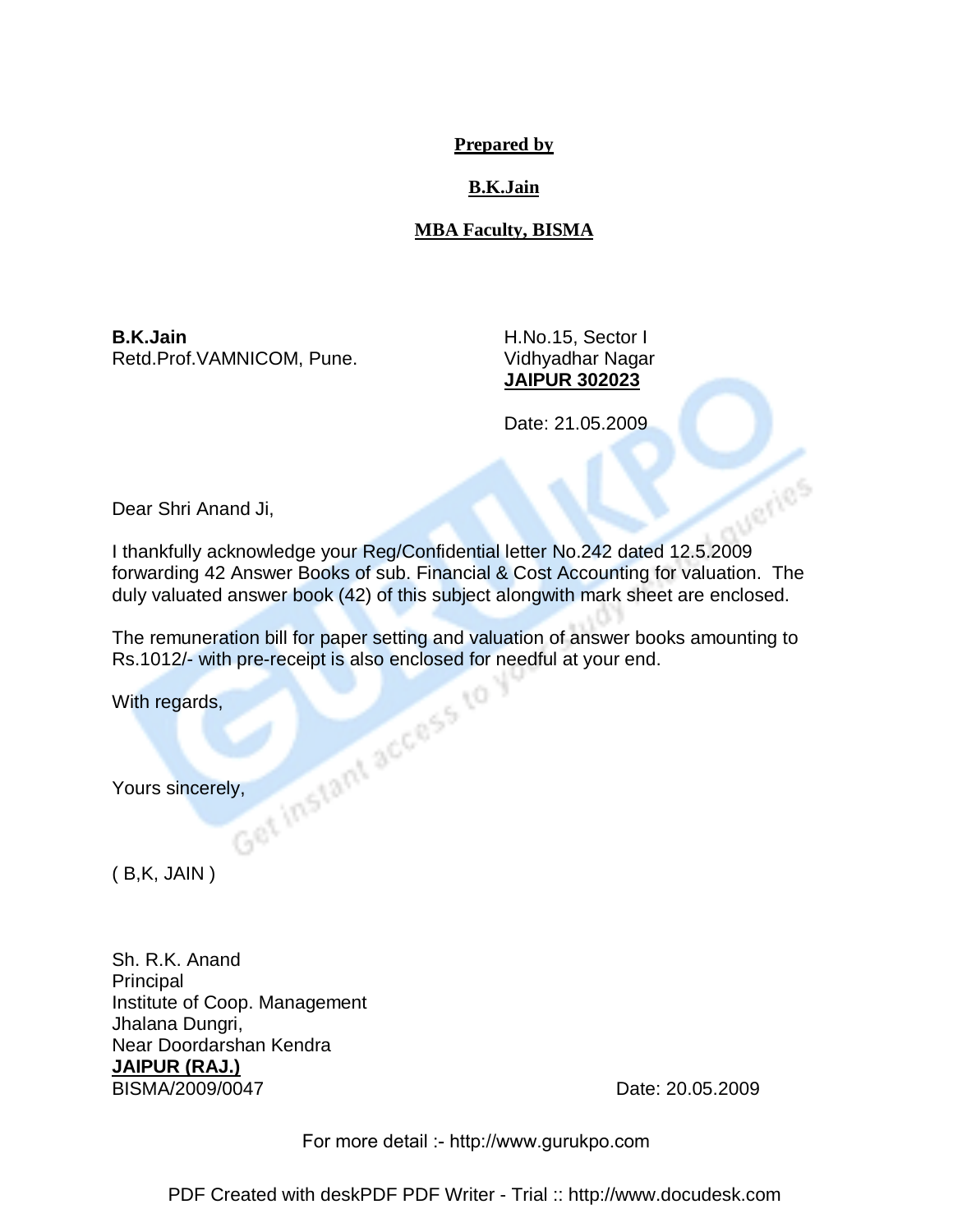**Prepared by**

**B.K.Jain**

**MBA Faculty, BISMA**

**B.K.Jain**
Retd.Prof.VAMNICOM, Pune.

H.No.15, Sector I
Vidhyadhar Nagar
**JAIPUR 302023**

Date: 21.05.2009

Dear Shri Anand Ji,

I thankfully acknowledge your Reg/Confidential letter No.242 dated 12.5.2009 forwarding 42 Answer Books of sub. Financial & Cost Accounting for valuation. The duly valuated answer book (42) of this subject alongwith mark sheet are enclosed.

The remuneration bill for paper setting and valuation of answer books amounting to Rs.1012/- with pre-receipt is also enclosed for needful at your end.

With regards,

Yours sincerely,

( B,K, JAIN )

Sh. R.K. Anand
Principal
Institute of Coop. Management
Jhalana Dungri,
Near Doordarshan Kendra
**JAIPUR (RAJ.)**
BISMA/2009/0047

Date: 20.05.2009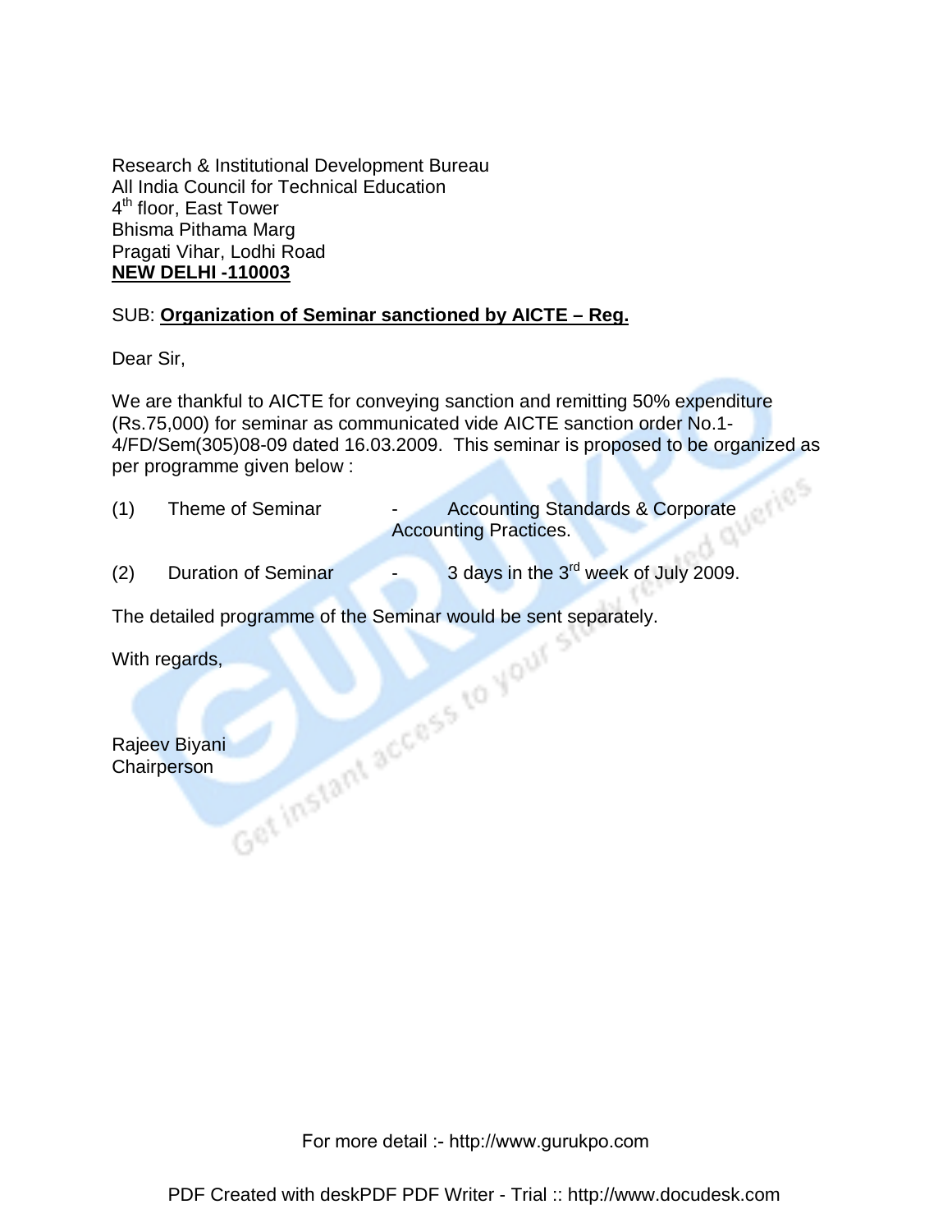Research & Institutional Development Bureau
All India Council for Technical Education
4th floor, East Tower
Bhisma Pithama Marg
Pragati Vihar, Lodhi Road
**NEW DELHI -110003**

SUB: **Organization of Seminar sanctioned by AICTE – Reg.**

Dear Sir,

We are thankful to AICTE for conveying sanction and remitting 50% expenditure (Rs.75,000) for seminar as communicated vide AICTE sanction order No.1-4/FD/Sem(305)08-09 dated 16.03.2009. This seminar is proposed to be organized as per programme given below :

(1) Theme of Seminar - Accounting Standards & Corporate Accounting Practices.

(2) Duration of Seminar - 3 days in the 3rd week of July 2009.

The detailed programme of the Seminar would be sent separately.

With regards,

Rajeev Biyani
Chairperson